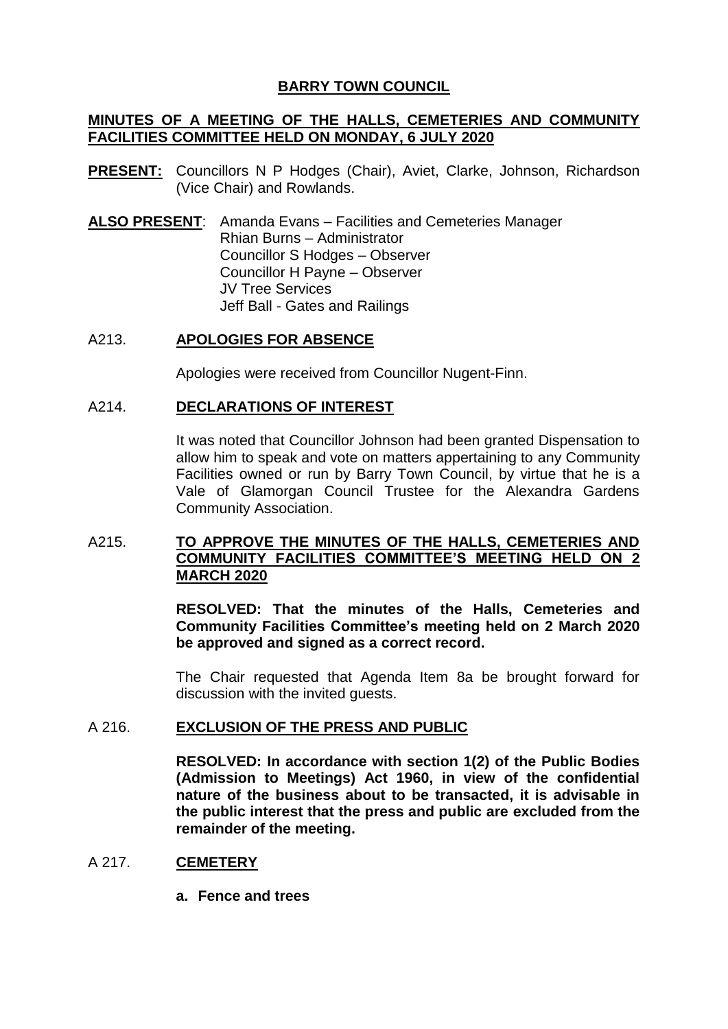# BARRY TOWN COUNCIL

## MINUTES OF A MEETING OF THE HALLS, CEMETERIES AND COMMUNITY FACILITIES COMMITTEE HELD ON MONDAY, 6 JULY 2020

**PRESENT:** Councillors N P Hodges (Chair), Aviet, Clarke, Johnson, Richardson (Vice Chair) and Rowlands.

**ALSO PRESENT**: Amanda Evans – Facilities and Cemeteries Manager
Rhian Burns – Administrator
Councillor S Hodges – Observer
Councillor H Payne – Observer
JV Tree Services
Jeff Ball - Gates and Railings

### A213. APOLOGIES FOR ABSENCE

Apologies were received from Councillor Nugent-Finn.

### A214. DECLARATIONS OF INTEREST

It was noted that Councillor Johnson had been granted Dispensation to allow him to speak and vote on matters appertaining to any Community Facilities owned or run by Barry Town Council, by virtue that he is a Vale of Glamorgan Council Trustee for the Alexandra Gardens Community Association.

### A215. TO APPROVE THE MINUTES OF THE HALLS, CEMETERIES AND COMMUNITY FACILITIES COMMITTEE'S MEETING HELD ON 2 MARCH 2020

**RESOLVED: That the minutes of the Halls, Cemeteries and Community Facilities Committee's meeting held on 2 March 2020 be approved and signed as a correct record.**

The Chair requested that Agenda Item 8a be brought forward for discussion with the invited guests.

### A 216. EXCLUSION OF THE PRESS AND PUBLIC

**RESOLVED: In accordance with section 1(2) of the Public Bodies (Admission to Meetings) Act 1960, in view of the confidential nature of the business about to be transacted, it is advisable in the public interest that the press and public are excluded from the remainder of the meeting.**

### A 217. CEMETERY

**a. Fence and trees**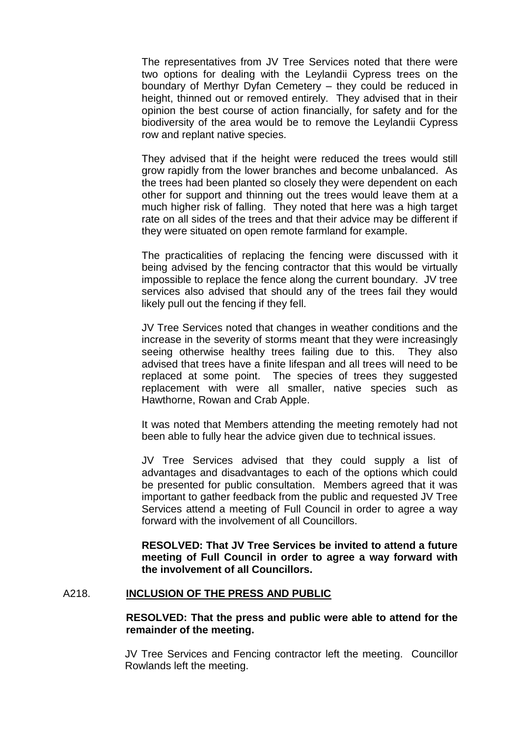The representatives from JV Tree Services noted that there were two options for dealing with the Leylandii Cypress trees on the boundary of Merthyr Dyfan Cemetery – they could be reduced in height, thinned out or removed entirely. They advised that in their opinion the best course of action financially, for safety and for the biodiversity of the area would be to remove the Leylandii Cypress row and replant native species.

They advised that if the height were reduced the trees would still grow rapidly from the lower branches and become unbalanced. As the trees had been planted so closely they were dependent on each other for support and thinning out the trees would leave them at a much higher risk of falling. They noted that here was a high target rate on all sides of the trees and that their advice may be different if they were situated on open remote farmland for example.

The practicalities of replacing the fencing were discussed with it being advised by the fencing contractor that this would be virtually impossible to replace the fence along the current boundary. JV tree services also advised that should any of the trees fail they would likely pull out the fencing if they fell.

JV Tree Services noted that changes in weather conditions and the increase in the severity of storms meant that they were increasingly seeing otherwise healthy trees failing due to this. They also advised that trees have a finite lifespan and all trees will need to be replaced at some point. The species of trees they suggested replacement with were all smaller, native species such as Hawthorne, Rowan and Crab Apple.

It was noted that Members attending the meeting remotely had not been able to fully hear the advice given due to technical issues.

JV Tree Services advised that they could supply a list of advantages and disadvantages to each of the options which could be presented for public consultation. Members agreed that it was important to gather feedback from the public and requested JV Tree Services attend a meeting of Full Council in order to agree a way forward with the involvement of all Councillors.

**RESOLVED: That JV Tree Services be invited to attend a future meeting of Full Council in order to agree a way forward with the involvement of all Councillors.**

## A218. INCLUSION OF THE PRESS AND PUBLIC

**RESOLVED: That the press and public were able to attend for the remainder of the meeting.**

JV Tree Services and Fencing contractor left the meeting. Councillor Rowlands left the meeting.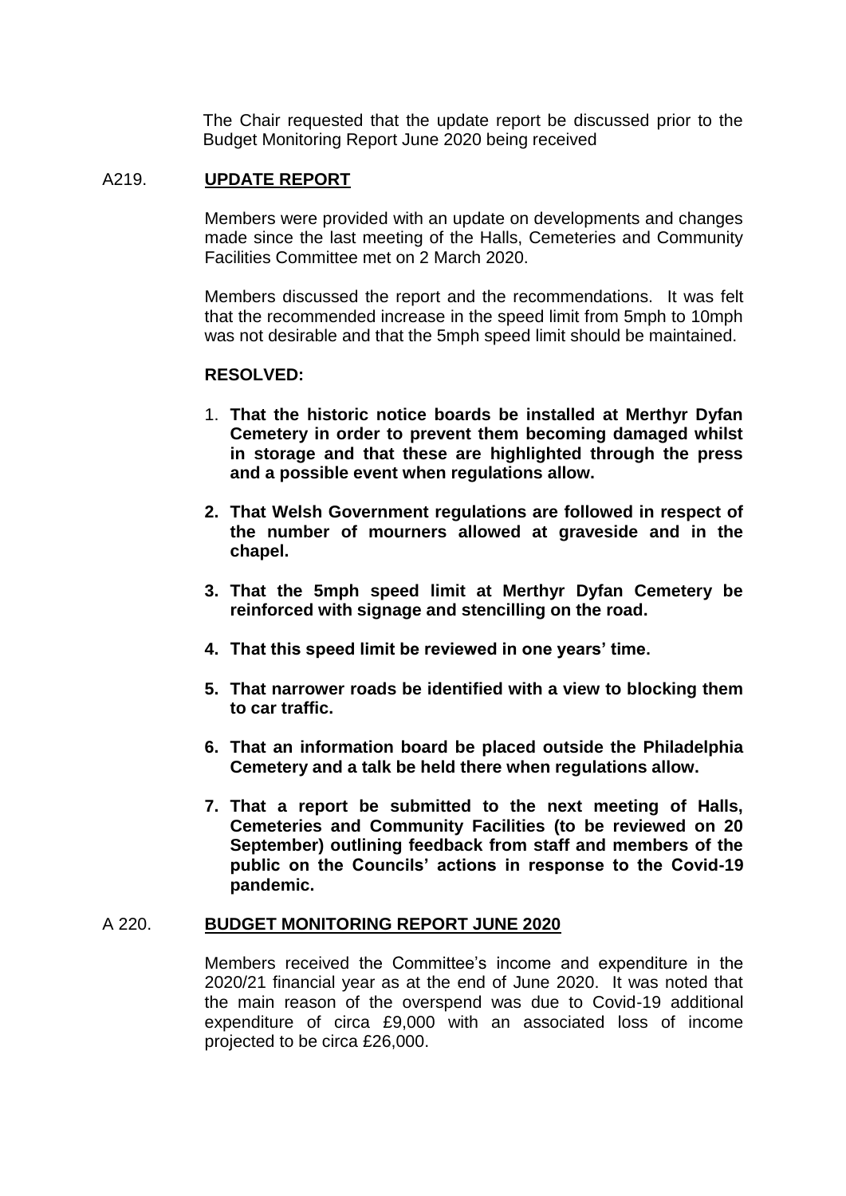The Chair requested that the update report be discussed prior to the Budget Monitoring Report June 2020 being received

## A219. UPDATE REPORT

Members were provided with an update on developments and changes made since the last meeting of the Halls, Cemeteries and Community Facilities Committee met on 2 March 2020.

Members discussed the report and the recommendations. It was felt that the recommended increase in the speed limit from 5mph to 10mph was not desirable and that the 5mph speed limit should be maintained.

**RESOLVED:**

1. **That the historic notice boards be installed at Merthyr Dyfan Cemetery in order to prevent them becoming damaged whilst in storage and that these are highlighted through the press and a possible event when regulations allow.**
2. **That Welsh Government regulations are followed in respect of the number of mourners allowed at graveside and in the chapel.**
3. **That the 5mph speed limit at Merthyr Dyfan Cemetery be reinforced with signage and stencilling on the road.**
4. **That this speed limit be reviewed in one years' time.**
5. **That narrower roads be identified with a view to blocking them to car traffic.**
6. **That an information board be placed outside the Philadelphia Cemetery and a talk be held there when regulations allow.**
7. **That a report be submitted to the next meeting of Halls, Cemeteries and Community Facilities (to be reviewed on 20 September) outlining feedback from staff and members of the public on the Councils' actions in response to the Covid-19 pandemic.**

## A 220. BUDGET MONITORING REPORT JUNE 2020

Members received the Committee's income and expenditure in the 2020/21 financial year as at the end of June 2020. It was noted that the main reason of the overspend was due to Covid-19 additional expenditure of circa £9,000 with an associated loss of income projected to be circa £26,000.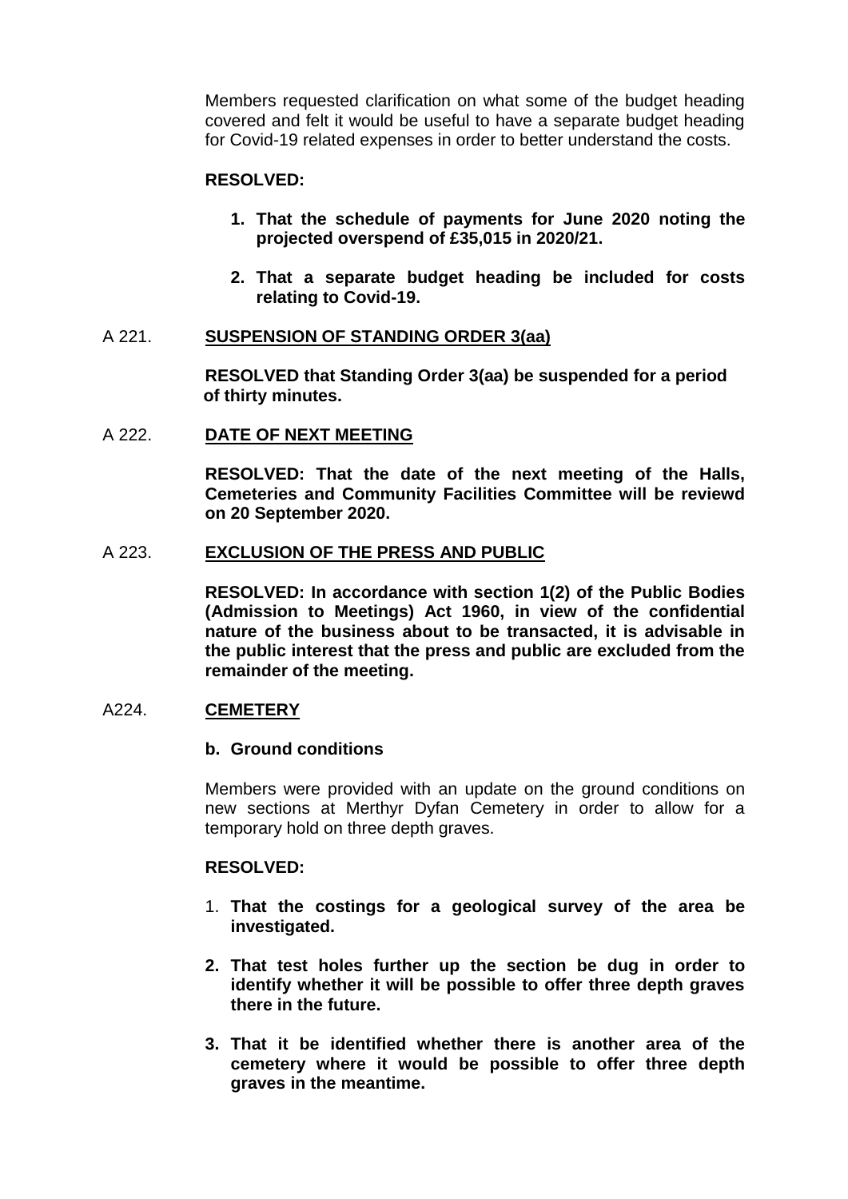Members requested clarification on what some of the budget heading covered and felt it would be useful to have a separate budget heading for Covid-19 related expenses in order to better understand the costs.

**RESOLVED:**

1. **That the schedule of payments for June 2020 noting the projected overspend of £35,015 in 2020/21.**
2. **That a separate budget heading be included for costs relating to Covid-19.**

A 221. **SUSPENSION OF STANDING ORDER 3(aa)**

**RESOLVED that Standing Order 3(aa) be suspended for a period of thirty minutes.**

A 222. **DATE OF NEXT MEETING**

**RESOLVED: That the date of the next meeting of the Halls, Cemeteries and Community Facilities Committee will be reviewd on 20 September 2020.**

A 223. **EXCLUSION OF THE PRESS AND PUBLIC**

**RESOLVED: In accordance with section 1(2) of the Public Bodies (Admission to Meetings) Act 1960, in view of the confidential nature of the business about to be transacted, it is advisable in the public interest that the press and public are excluded from the remainder of the meeting.**

A224. **CEMETERY**

**b. Ground conditions**

Members were provided with an update on the ground conditions on new sections at Merthyr Dyfan Cemetery in order to allow for a temporary hold on three depth graves.

**RESOLVED:**

1. **That the costings for a geological survey of the area be investigated.**
2. **That test holes further up the section be dug in order to identify whether it will be possible to offer three depth graves there in the future.**
3. **That it be identified whether there is another area of the cemetery where it would be possible to offer three depth graves in the meantime.**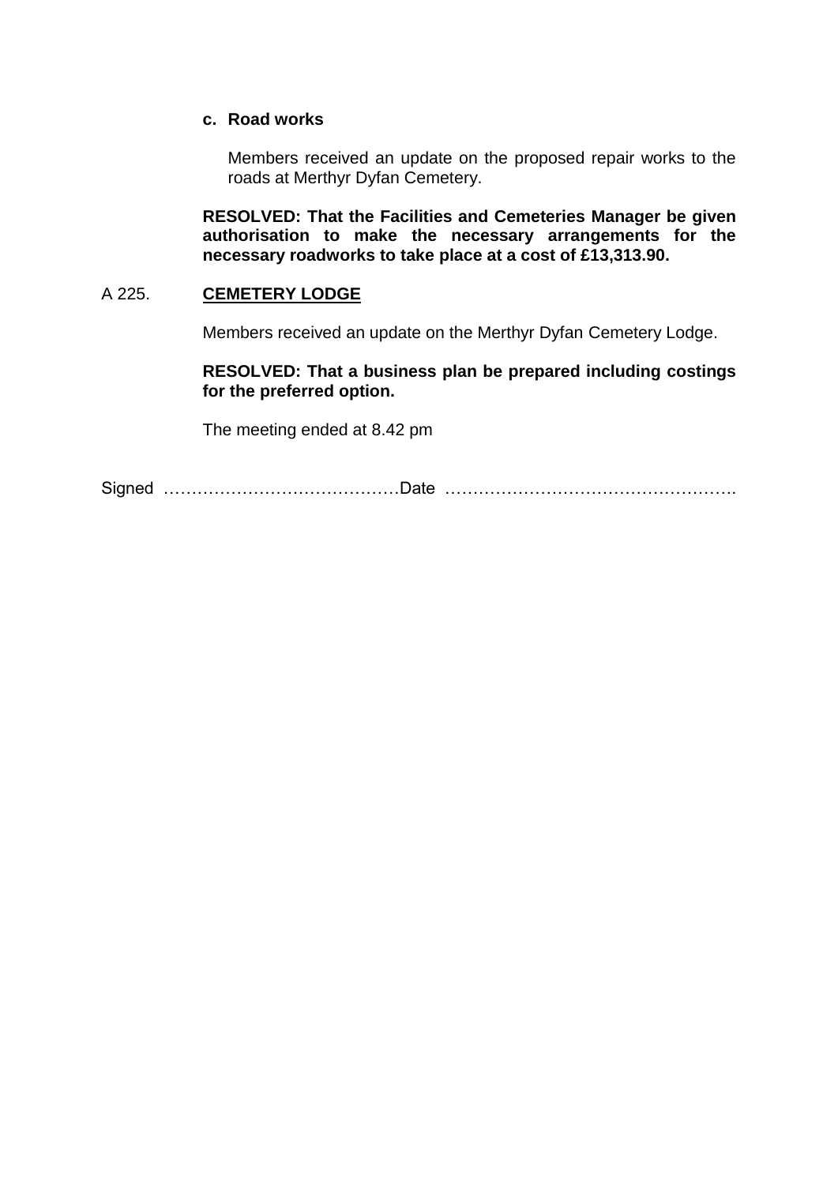**c. Road works**

Members received an update on the proposed repair works to the roads at Merthyr Dyfan Cemetery.

**RESOLVED: That the Facilities and Cemeteries Manager be given authorisation to make the necessary arrangements for the necessary roadworks to take place at a cost of £13,313.90.**

A 225. **CEMETERY LODGE**

Members received an update on the Merthyr Dyfan Cemetery Lodge.

**RESOLVED: That a business plan be prepared including costings for the preferred option.**

The meeting ended at 8.42 pm

Signed ……………………………………Date …………………………………………….